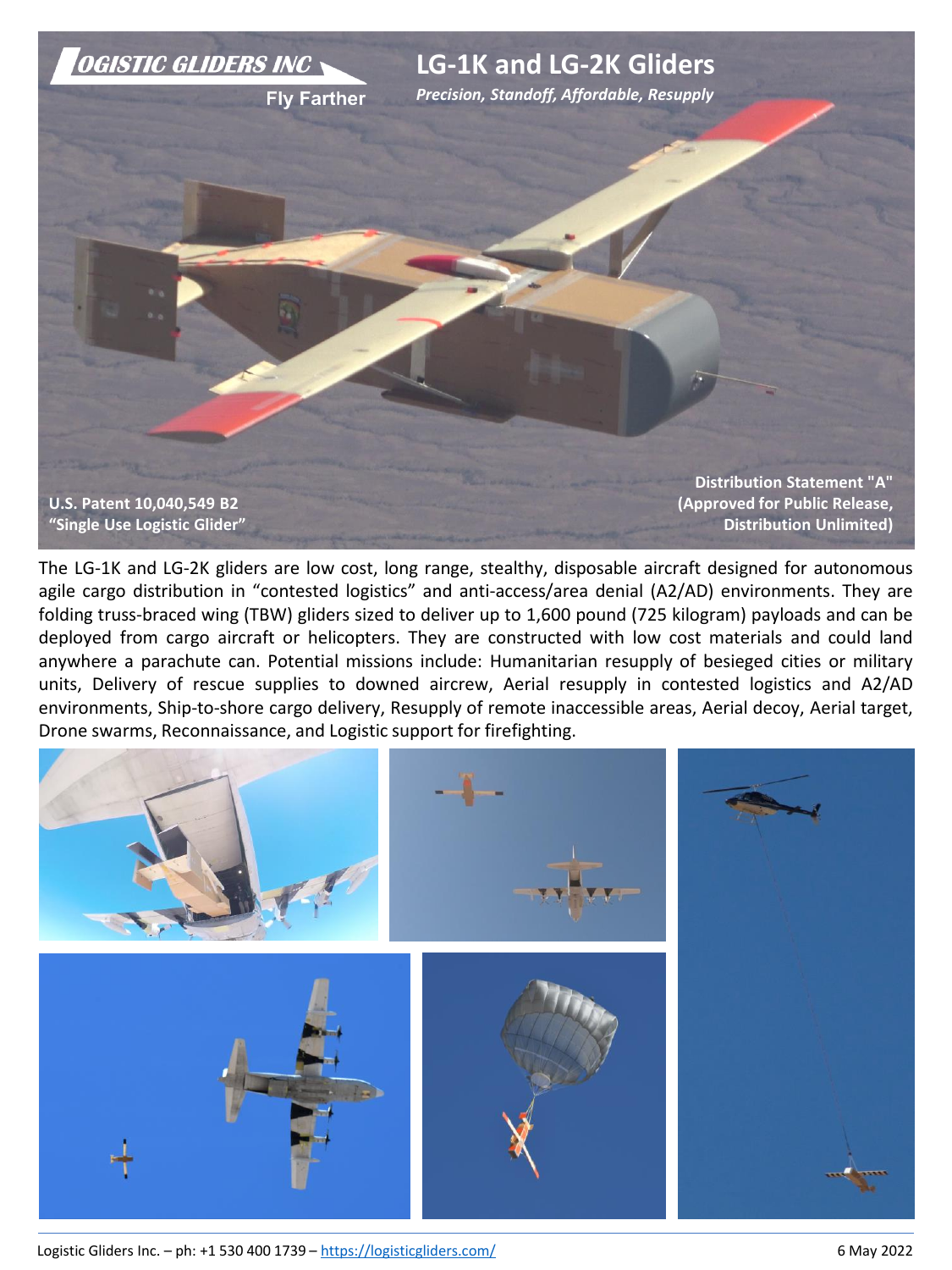# LG-1K and LG-2K Gliders

***Precision, Standoff, Affordable, Resupply***

LOGISTIC GLIDERS INC

Fly Farther

U.S. Patent 10,040,549 B2
"Single Use Logistic Glider"

Distribution Statement "A"
(Approved for Public Release,
Distribution Unlimited)

The LG-1K and LG-2K gliders are low cost, long range, stealthy, disposable aircraft designed for autonomous agile cargo distribution in "contested logistics" and anti-access/area denial (A2/AD) environments. They are folding truss-braced wing (TBW) gliders sized to deliver up to 1,600 pound (725 kilogram) payloads and can be deployed from cargo aircraft or helicopters. They are constructed with low cost materials and could land anywhere a parachute can. Potential missions include: Humanitarian resupply of besieged cities or military units, Delivery of rescue supplies to downed aircrew, Aerial resupply in contested logistics and A2/AD environments, Ship-to-shore cargo delivery, Resupply of remote inaccessible areas, Aerial decoy, Aerial target, Drone swarms, Reconnaissance, and Logistic support for firefighting.

Logistic Gliders Inc. – ph: +1 530 400 1739 – https://logisticgliders.com/

6 May 2022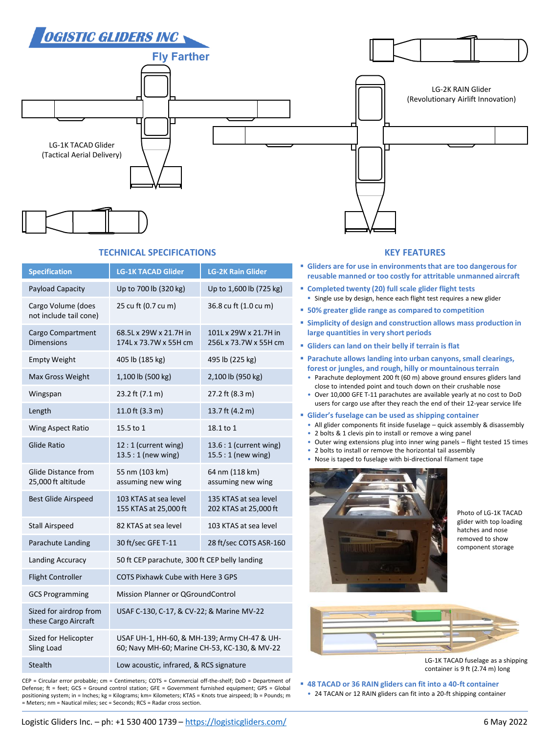# LOGISTIC GLIDERS INC

**Fly Farther**

LG-1K TACAD Glider
(Tactical Aerial Delivery)

LG-2K RAIN Glider
(Revolutionary Airlift Innovation)

## TECHNICAL SPECIFICATIONS

| Specification | LG-1K TACAD Glider | LG-2K Rain Glider |
|---|---|---|
| Payload Capacity | Up to 700 lb (320 kg) | Up to 1,600 lb (725 kg) |
| Cargo Volume (does not include tail cone) | 25 cu ft (0.7 cu m) | 36.8 cu ft (1.0 cu m) |
| Cargo Compartment Dimensions | 68.5L x 29W x 21.7H in<br>174L x 73.7W x 55H cm | 101L x 29W x 21.7H in<br>256L x 73.7W x 55H cm |
| Empty Weight | 405 lb (185 kg) | 495 lb (225 kg) |
| Max Gross Weight | 1,100 lb (500 kg) | 2,100 lb (950 kg) |
| Wingspan | 23.2 ft (7.1 m) | 27.2 ft (8.3 m) |
| Length | 11.0 ft (3.3 m) | 13.7 ft (4.2 m) |
| Wing Aspect Ratio | 15.5 to 1 | 18.1 to 1 |
| Glide Ratio | 12 : 1 (current wing)<br>13.5 : 1 (new wing) | 13.6 : 1 (current wing)<br>15.5 : 1 (new wing) |
| Glide Distance from 25,000 ft altitude | 55 nm (103 km) assuming new wing | 64 nm (118 km) assuming new wing |
| Best Glide Airspeed | 103 KTAS at sea level<br>155 KTAS at 25,000 ft | 135 KTAS at sea level<br>202 KTAS at 25,000 ft |
| Stall Airspeed | 82 KTAS at sea level | 103 KTAS at sea level |
| Parachute Landing | 30 ft/sec GFE T-11 | 28 ft/sec COTS ASR-160 |
| Landing Accuracy | 50 ft CEP parachute, 300 ft CEP belly landing | |
| Flight Controller | COTS Pixhawk Cube with Here 3 GPS | |
| GCS Programming | Mission Planner or QGroundControl | |
| Sized for airdrop from these Cargo Aircraft | USAF C-130, C-17, & CV-22; & Marine MV-22 | |
| Sized for Helicopter Sling Load | USAF UH-1, HH-60, & MH-139; Army CH-47 & UH-60; Navy MH-60; Marine CH-53, KC-130, & MV-22 | |
| Stealth | Low acoustic, infrared, & RCS signature | |

CEP = Circular error probable; cm = Centimeters; COTS = Commercial off-the-shelf; DoD = Department of Defense; ft = feet; GCS = Ground control station; GFE = Government furnished equipment; GPS = Global positioning system; in = Inches; kg = Kilograms; km= Kilometers; KTAS = Knots true airspeed; lb = Pounds; m = Meters; nm = Nautical miles; sec = Seconds; RCS = Radar cross section.

## KEY FEATURES

- **Gliders are for use in environments that are too dangerous for reusable manned or too costly for attritable unmanned aircraft**
- **Completed twenty (20) full scale glider flight tests**
  - Single use by design, hence each flight test requires a new glider
- **50% greater glide range as compared to competition**
- **Simplicity of design and construction allows mass production in large quantities in very short periods**
- **Gliders can land on their belly if terrain is flat**
- **Parachute allows landing into urban canyons, small clearings, forest or jungles, and rough, hilly or mountainous terrain**
  - Parachute deployment 200 ft (60 m) above ground ensures gliders land close to intended point and touch down on their crushable nose
  - Over 10,000 GFE T-11 parachutes are available yearly at no cost to DoD users for cargo use after they reach the end of their 12-year service life
- **Glider's fuselage can be used as shipping container**
  - All glider components fit inside fuselage – quick assembly & disassembly
  - 2 bolts & 1 clevis pin to install or remove a wing panel
  - Outer wing extensions plug into inner wing panels – flight tested 15 times
  - 2 bolts to install or remove the horizontal tail assembly
  - Nose is taped to fuselage with bi-directional filament tape

Photo of LG-1K TACAD glider with top loading hatches and nose removed to show component storage

LG-1K TACAD fuselage as a shipping container is 9 ft (2.74 m) long

- **48 TACAD or 36 RAIN gliders can fit into a 40-ft container**
  - 24 TACAN or 12 RAIN gliders can fit into a 20-ft shipping container

Logistic Gliders Inc. – ph: +1 530 400 1739 – https://logisticgliders.com/ 6 May 2022